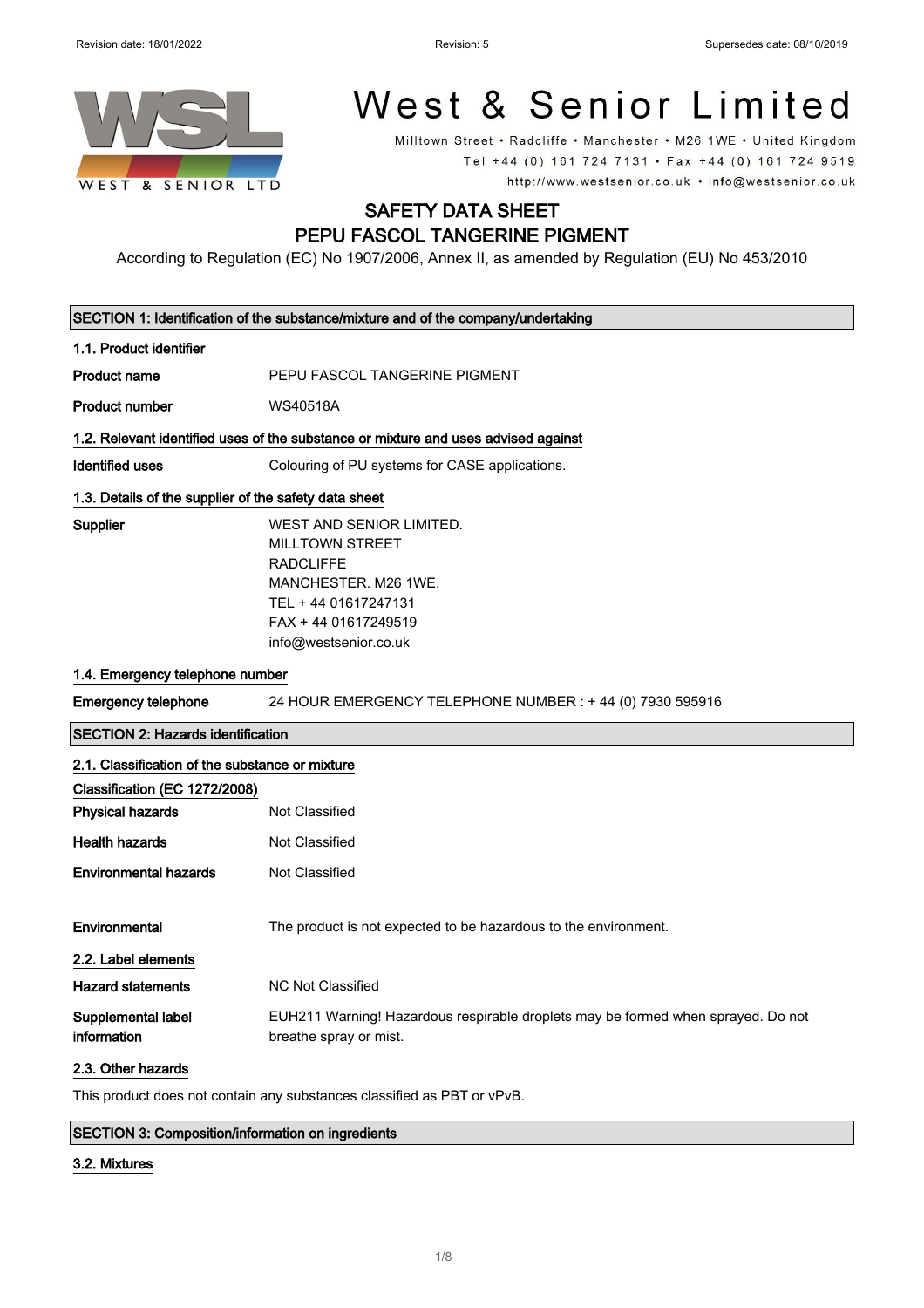Revision date: 18/01/2022 | Revision: 5 | Supersedes date: 08/10/2019

# West & Senior Limited

Milltown Street • Radcliffe • Manchester • M26 1WE • United Kingdom
Tel +44 (0) 161 724 7131 • Fax +44 (0) 161 724 9519
http://www.westsenior.co.uk • info@westsenior.co.uk

# SAFETY DATA SHEET
# PEPU FASCOL TANGERINE PIGMENT

According to Regulation (EC) No 1907/2006, Annex II, as amended by Regulation (EU) No 453/2010

## SECTION 1: Identification of the substance/mixture and of the company/undertaking

### 1.1. Product identifier

**Product name** PEPU FASCOL TANGERINE PIGMENT

**Product number** WS40518A

### 1.2. Relevant identified uses of the substance or mixture and uses advised against

**Identified uses** Colouring of PU systems for CASE applications.

### 1.3. Details of the supplier of the safety data sheet

**Supplier**
WEST AND SENIOR LIMITED.
MILLTOWN STREET
RADCLIFFE
MANCHESTER. M26 1WE.
TEL + 44 01617247131
FAX + 44 01617249519
info@westsenior.co.uk

### 1.4. Emergency telephone number

**Emergency telephone** 24 HOUR EMERGENCY TELEPHONE NUMBER : + 44 (0) 7930 595916

## SECTION 2: Hazards identification

### 2.1. Classification of the substance or mixture

**Classification (EC 1272/2008)**

**Physical hazards** Not Classified

**Health hazards** Not Classified

**Environmental hazards** Not Classified

**Environmental** The product is not expected to be hazardous to the environment.

### 2.2. Label elements

**Hazard statements** NC Not Classified

**Supplemental label information** EUH211 Warning! Hazardous respirable droplets may be formed when sprayed. Do not breathe spray or mist.

### 2.3. Other hazards

This product does not contain any substances classified as PBT or vPvB.

## SECTION 3: Composition/information on ingredients

### 3.2. Mixtures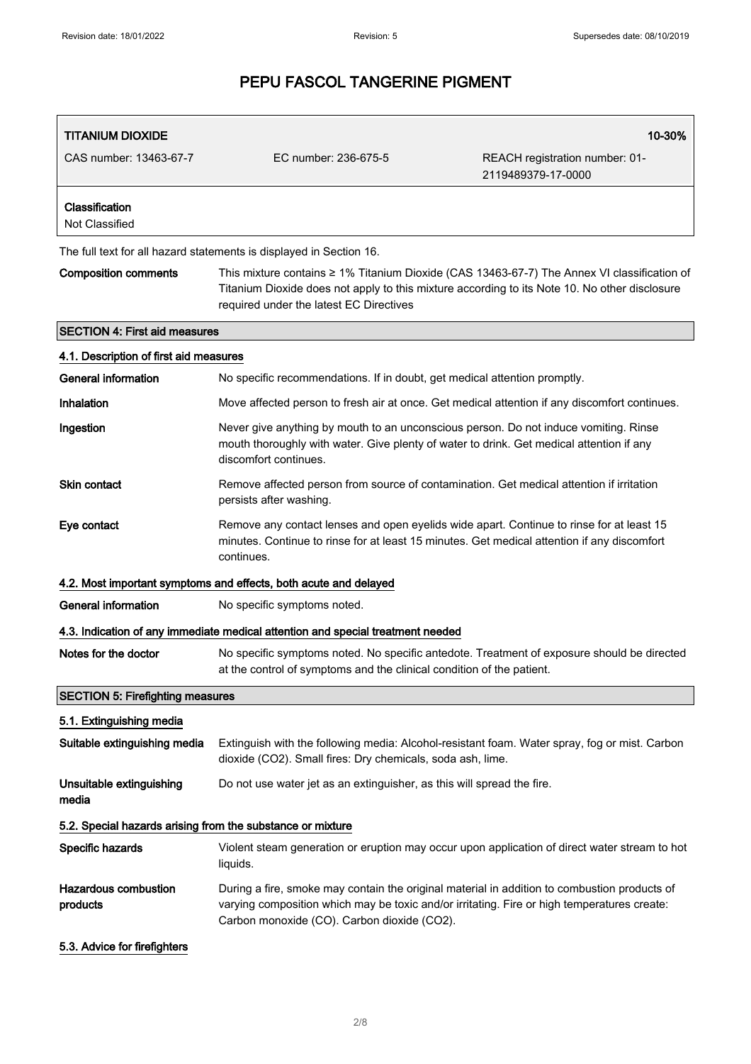| TITANIUM DIOXIDE | | 10-30% |
|---|---|---|
| CAS number: 13463-67-7 | EC number: 236-675-5 | REACH registration number: 01-2119489379-17-0000 |
| **Classification**<br>Not Classified | | |

The full text for all hazard statements is displayed in Section 16.

**Composition comments** This mixture contains ≥ 1% Titanium Dioxide (CAS 13463-67-7) The Annex VI classification of Titanium Dioxide does not apply to this mixture according to its Note 10. No other disclosure required under the latest EC Directives

## SECTION 4: First aid measures

### 4.1. Description of first aid measures

**General information** No specific recommendations. If in doubt, get medical attention promptly.

**Inhalation** Move affected person to fresh air at once. Get medical attention if any discomfort continues.

**Ingestion** Never give anything by mouth to an unconscious person. Do not induce vomiting. Rinse mouth thoroughly with water. Give plenty of water to drink. Get medical attention if any discomfort continues.

**Skin contact** Remove affected person from source of contamination. Get medical attention if irritation persists after washing.

**Eye contact** Remove any contact lenses and open eyelids wide apart. Continue to rinse for at least 15 minutes. Continue to rinse for at least 15 minutes. Get medical attention if any discomfort continues.

### 4.2. Most important symptoms and effects, both acute and delayed

**General information** No specific symptoms noted.

### 4.3. Indication of any immediate medical attention and special treatment needed

**Notes for the doctor** No specific symptoms noted. No specific antedote. Treatment of exposure should be directed at the control of symptoms and the clinical condition of the patient.

## SECTION 5: Firefighting measures

### 5.1. Extinguishing media

**Suitable extinguishing media** Extinguish with the following media: Alcohol-resistant foam. Water spray, fog or mist. Carbon dioxide ($CO_2$). Small fires: Dry chemicals, soda ash, lime.

**Unsuitable extinguishing media** Do not use water jet as an extinguisher, as this will spread the fire.

### 5.2. Special hazards arising from the substance or mixture

**Specific hazards** Violent steam generation or eruption may occur upon application of direct water stream to hot liquids.

**Hazardous combustion products** During a fire, smoke may contain the original material in addition to combustion products of varying composition which may be toxic and/or irritating. Fire or high temperatures create: Carbon monoxide (CO). Carbon dioxide ($CO_2$).

### 5.3. Advice for firefighters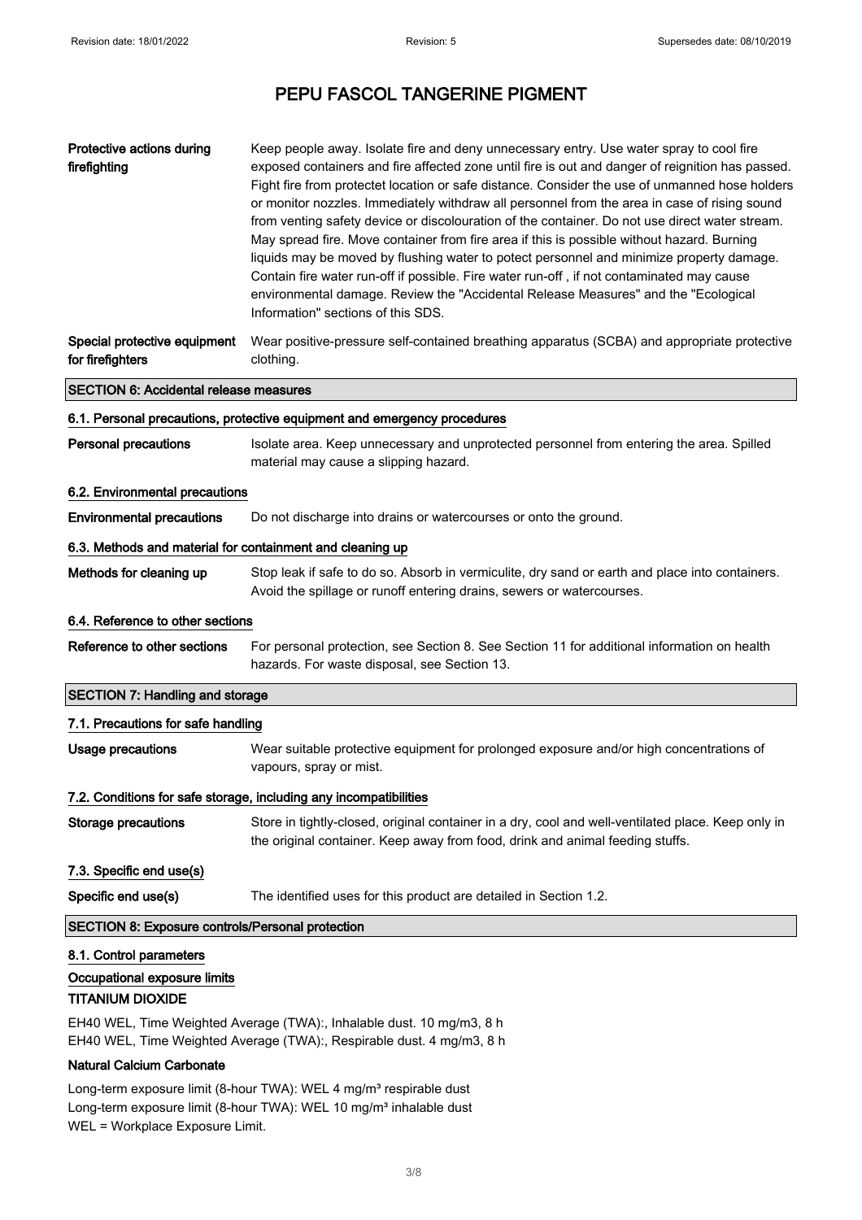# PEPU FASCOL TANGERINE PIGMENT

| | |
|---|---|
| **Protective actions during firefighting** | Keep people away. Isolate fire and deny unnecessary entry. Use water spray to cool fire exposed containers and fire affected zone until fire is out and danger of reignition has passed. Fight fire from protectet location or safe distance. Consider the use of unmanned hose holders or monitor nozzles. Immediately withdraw all personnel from the area in case of rising sound from venting safety device or discolouration of the container. Do not use direct water stream. May spread fire. Move container from fire area if this is possible without hazard. Burning liquids may be moved by flushing water to potect personnel and minimize property damage. Contain fire water run-off if possible. Fire water run-off , if not contaminated may cause environmental damage. Review the "Accidental Release Measures" and the "Ecological Information" sections of this SDS. |
| **Special protective equipment for firefighters** | Wear positive-pressure self-contained breathing apparatus (SCBA) and appropriate protective clothing. |

## SECTION 6: Accidental release measures

### 6.1. Personal precautions, protective equipment and emergency procedures

**Personal precautions** Isolate area. Keep unnecessary and unprotected personnel from entering the area. Spilled material may cause a slipping hazard.

### 6.2. Environmental precautions

**Environmental precautions** Do not discharge into drains or watercourses or onto the ground.

### 6.3. Methods and material for containment and cleaning up

**Methods for cleaning up** Stop leak if safe to do so. Absorb in vermiculite, dry sand or earth and place into containers. Avoid the spillage or runoff entering drains, sewers or watercourses.

### 6.4. Reference to other sections

**Reference to other sections** For personal protection, see Section 8. See Section 11 for additional information on health hazards. For waste disposal, see Section 13.

## SECTION 7: Handling and storage

### 7.1. Precautions for safe handling

**Usage precautions** Wear suitable protective equipment for prolonged exposure and/or high concentrations of vapours, spray or mist.

### 7.2. Conditions for safe storage, including any incompatibilities

**Storage precautions** Store in tightly-closed, original container in a dry, cool and well-ventilated place. Keep only in the original container. Keep away from food, drink and animal feeding stuffs.

### 7.3. Specific end use(s)

**Specific end use(s)** The identified uses for this product are detailed in Section 1.2.

## SECTION 8: Exposure controls/Personal protection

### 8.1. Control parameters

**Occupational exposure limits**

**TITANIUM DIOXIDE**

EH40 WEL, Time Weighted Average (TWA):, Inhalable dust. 10 mg/m3, 8 h
EH40 WEL, Time Weighted Average (TWA):, Respirable dust. 4 mg/m3, 8 h

**Natural Calcium Carbonate**

Long-term exposure limit (8-hour TWA): WEL 4 mg/m³ respirable dust
Long-term exposure limit (8-hour TWA): WEL 10 mg/m³ inhalable dust
WEL = Workplace Exposure Limit.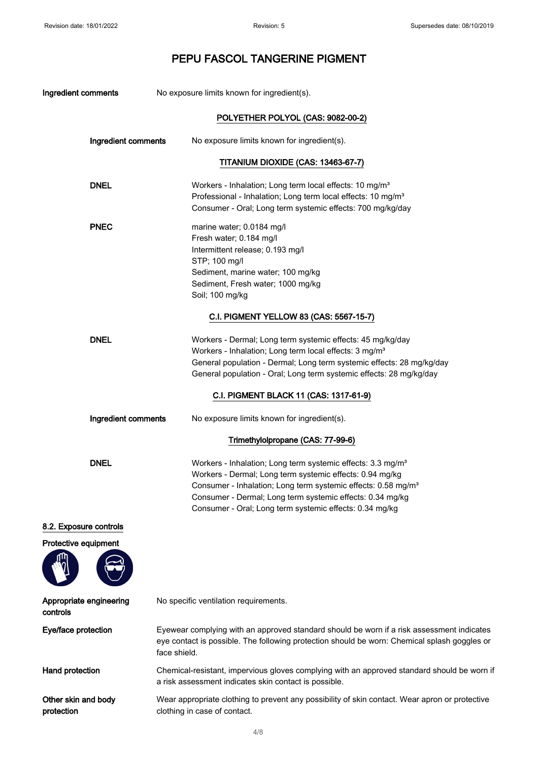# PEPU FASCOL TANGERINE PIGMENT

**Ingredient comments** No exposure limits known for ingredient(s).

### POLYETHER POLYOL (CAS: 9082-00-2)

**Ingredient comments** No exposure limits known for ingredient(s).

### TITANIUM DIOXIDE (CAS: 13463-67-7)

**DNEL**
Workers - Inhalation; Long term local effects: 10 mg/m³
Professional - Inhalation; Long term local effects: 10 mg/m³
Consumer - Oral; Long term systemic effects: 700 mg/kg/day

**PNEC**
marine water; 0.0184 mg/l
Fresh water; 0.184 mg/l
Intermittent release; 0.193 mg/l
STP; 100 mg/l
Sediment, marine water; 100 mg/kg
Sediment, Fresh water; 1000 mg/kg
Soil; 100 mg/kg

### C.I. PIGMENT YELLOW 83 (CAS: 5567-15-7)

**DNEL**
Workers - Dermal; Long term systemic effects: 45 mg/kg/day
Workers - Inhalation; Long term local effects: 3 mg/m³
General population - Dermal; Long term systemic effects: 28 mg/kg/day
General population - Oral; Long term systemic effects: 28 mg/kg/day

### C.I. PIGMENT BLACK 11 (CAS: 1317-61-9)

**Ingredient comments** No exposure limits known for ingredient(s).

### Trimethylolpropane (CAS: 77-99-6)

**DNEL**
Workers - Inhalation; Long term systemic effects: 3.3 mg/m³
Workers - Dermal; Long term systemic effects: 0.94 mg/kg
Consumer - Inhalation; Long term systemic effects: 0.58 mg/m³
Consumer - Dermal; Long term systemic effects: 0.34 mg/kg
Consumer - Oral; Long term systemic effects: 0.34 mg/kg

## 8.2. Exposure controls

**Protective equipment**

**Appropriate engineering controls** No specific ventilation requirements.

**Eye/face protection** Eyewear complying with an approved standard should be worn if a risk assessment indicates eye contact is possible. The following protection should be worn: Chemical splash goggles or face shield.

**Hand protection** Chemical-resistant, impervious gloves complying with an approved standard should be worn if a risk assessment indicates skin contact is possible.

**Other skin and body protection** Wear appropriate clothing to prevent any possibility of skin contact. Wear apron or protective clothing in case of contact.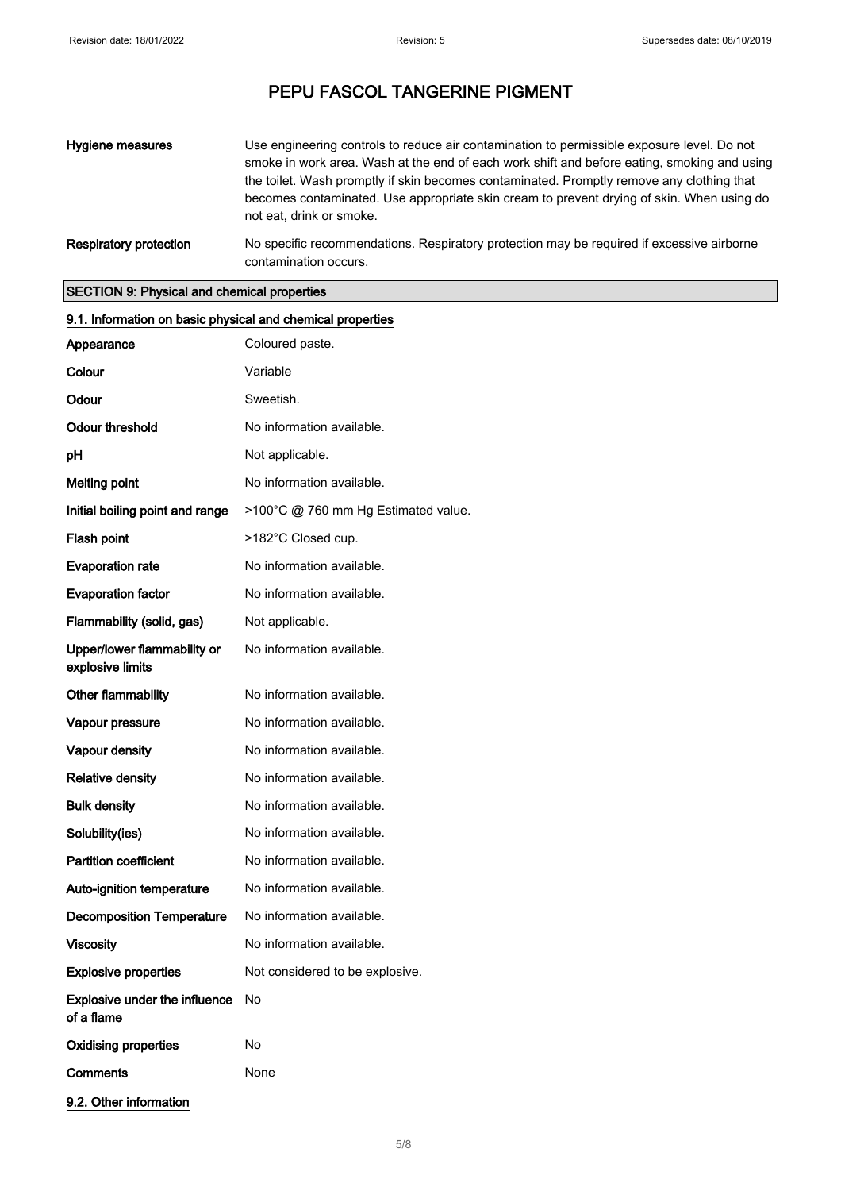# PEPU FASCOL TANGERINE PIGMENT

| | |
|---|---|
| **Hygiene measures** | Use engineering controls to reduce air contamination to permissible exposure level. Do not smoke in work area. Wash at the end of each work shift and before eating, smoking and using the toilet. Wash promptly if skin becomes contaminated. Promptly remove any clothing that becomes contaminated. Use appropriate skin cream to prevent drying of skin. When using do not eat, drink or smoke. |
| **Respiratory protection** | No specific recommendations. Respiratory protection may be required if excessive airborne contamination occurs. |

## SECTION 9: Physical and chemical properties

### 9.1. Information on basic physical and chemical properties

| | |
|---|---|
| **Appearance** | Coloured paste. |
| **Colour** | Variable |
| **Odour** | Sweetish. |
| **Odour threshold** | No information available. |
| **pH** | Not applicable. |
| **Melting point** | No information available. |
| **Initial boiling point and range** | >100°C @ 760 mm Hg Estimated value. |
| **Flash point** | >182°C Closed cup. |
| **Evaporation rate** | No information available. |
| **Evaporation factor** | No information available. |
| **Flammability (solid, gas)** | Not applicable. |
| **Upper/lower flammability or explosive limits** | No information available. |
| **Other flammability** | No information available. |
| **Vapour pressure** | No information available. |
| **Vapour density** | No information available. |
| **Relative density** | No information available. |
| **Bulk density** | No information available. |
| **Solubility(ies)** | No information available. |
| **Partition coefficient** | No information available. |
| **Auto-ignition temperature** | No information available. |
| **Decomposition Temperature** | No information available. |
| **Viscosity** | No information available. |
| **Explosive properties** | Not considered to be explosive. |
| **Explosive under the influence of a flame** | No |
| **Oxidising properties** | No |
| **Comments** | None |

### 9.2. Other information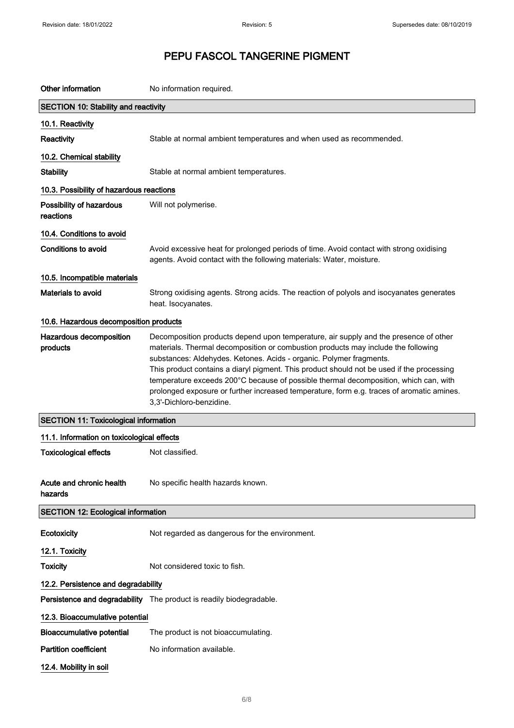# PEPU FASCOL TANGERINE PIGMENT

**Other information** No information required.

## SECTION 10: Stability and reactivity

### 10.1. Reactivity

**Reactivity** Stable at normal ambient temperatures and when used as recommended.

### 10.2. Chemical stability

**Stability** Stable at normal ambient temperatures.

### 10.3. Possibility of hazardous reactions

**Possibility of hazardous reactions** Will not polymerise.

### 10.4. Conditions to avoid

**Conditions to avoid** Avoid excessive heat for prolonged periods of time. Avoid contact with strong oxidising agents. Avoid contact with the following materials: Water, moisture.

### 10.5. Incompatible materials

**Materials to avoid** Strong oxidising agents. Strong acids. The reaction of polyols and isocyanates generates heat. Isocyanates.

### 10.6. Hazardous decomposition products

**Hazardous decomposition products** Decomposition products depend upon temperature, air supply and the presence of other materials. Thermal decomposition or combustion products may include the following substances: Aldehydes. Ketones. Acids - organic. Polymer fragments.
This product contains a diaryl pigment. This product should not be used if the processing temperature exceeds 200°C because of possible thermal decomposition, which can, with prolonged exposure or further increased temperature, form e.g. traces of aromatic amines. 3,3'-Dichloro-benzidine.

## SECTION 11: Toxicological information

### 11.1. Information on toxicological effects

**Toxicological effects** Not classified.

**Acute and chronic health hazards** No specific health hazards known.

## SECTION 12: Ecological information

**Ecotoxicity** Not regarded as dangerous for the environment.

### 12.1. Toxicity

**Toxicity** Not considered toxic to fish.

### 12.2. Persistence and degradability

**Persistence and degradability** The product is readily biodegradable.

### 12.3. Bioaccumulative potential

**Bioaccumulative potential** The product is not bioaccumulating.

**Partition coefficient** No information available.

### 12.4. Mobility in soil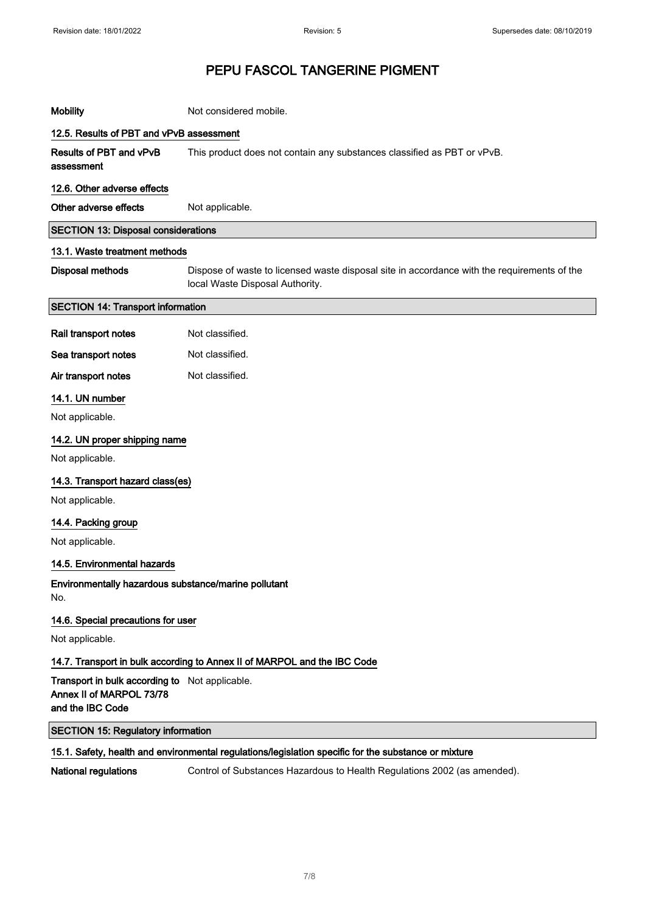# PEPU FASCOL TANGERINE PIGMENT

**Mobility** Not considered mobile.

### 12.5. Results of PBT and vPvB assessment

**Results of PBT and vPvB assessment** This product does not contain any substances classified as PBT or vPvB.

### 12.6. Other adverse effects

**Other adverse effects** Not applicable.

## SECTION 13: Disposal considerations

### 13.1. Waste treatment methods

**Disposal methods** Dispose of waste to licensed waste disposal site in accordance with the requirements of the local Waste Disposal Authority.

## SECTION 14: Transport information

**Rail transport notes** Not classified.

**Sea transport notes** Not classified.

**Air transport notes** Not classified.

### 14.1. UN number

Not applicable.

### 14.2. UN proper shipping name

Not applicable.

### 14.3. Transport hazard class(es)

Not applicable.

### 14.4. Packing group

Not applicable.

### 14.5. Environmental hazards

**Environmentally hazardous substance/marine pollutant**
No.

### 14.6. Special precautions for user

Not applicable.

### 14.7. Transport in bulk according to Annex II of MARPOL and the IBC Code

**Transport in bulk according to Annex II of MARPOL 73/78 and the IBC Code** Not applicable.

## SECTION 15: Regulatory information

### 15.1. Safety, health and environmental regulations/legislation specific for the substance or mixture

**National regulations** Control of Substances Hazardous to Health Regulations 2002 (as amended).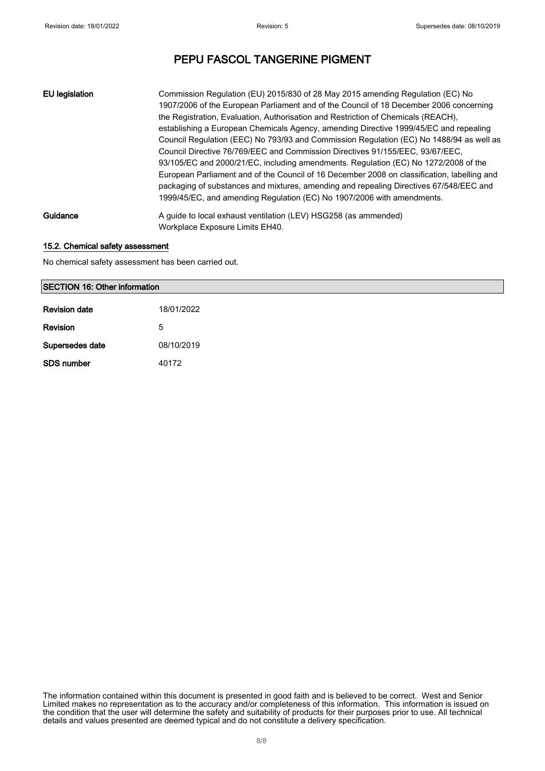# PEPU FASCOL TANGERINE PIGMENT

| | |
|---|---|
| **EU legislation** | Commission Regulation (EU) 2015/830 of 28 May 2015 amending Regulation (EC) No 1907/2006 of the European Parliament and of the Council of 18 December 2006 concerning the Registration, Evaluation, Authorisation and Restriction of Chemicals (REACH), establishing a European Chemicals Agency, amending Directive 1999/45/EC and repealing Council Regulation (EEC) No 793/93 and Commission Regulation (EC) No 1488/94 as well as Council Directive 76/769/EEC and Commission Directives 91/155/EEC, 93/67/EEC, 93/105/EC and 2000/21/EC, including amendments. Regulation (EC) No 1272/2008 of the European Parliament and of the Council of 16 December 2008 on classification, labelling and packaging of substances and mixtures, amending and repealing Directives 67/548/EEC and 1999/45/EC, and amending Regulation (EC) No 1907/2006 with amendments. |
| **Guidance** | A guide to local exhaust ventilation (LEV) HSG258 (as ammended)<br>Workplace Exposure Limits EH40. |

### 15.2. Chemical safety assessment

No chemical safety assessment has been carried out.

## SECTION 16: Other information

| | |
|---|---|
| **Revision date** | 18/01/2022 |
| **Revision** | 5 |
| **Supersedes date** | 08/10/2019 |
| **SDS number** | 40172 |

The information contained within this document is presented in good faith and is believed to be correct. West and Senior Limited makes no representation as to the accuracy and/or completeness of this information. This information is issued on the condition that the user will determine the safety and suitability of products for their purposes prior to use. All technical details and values presented are deemed typical and do not constitute a delivery specification.